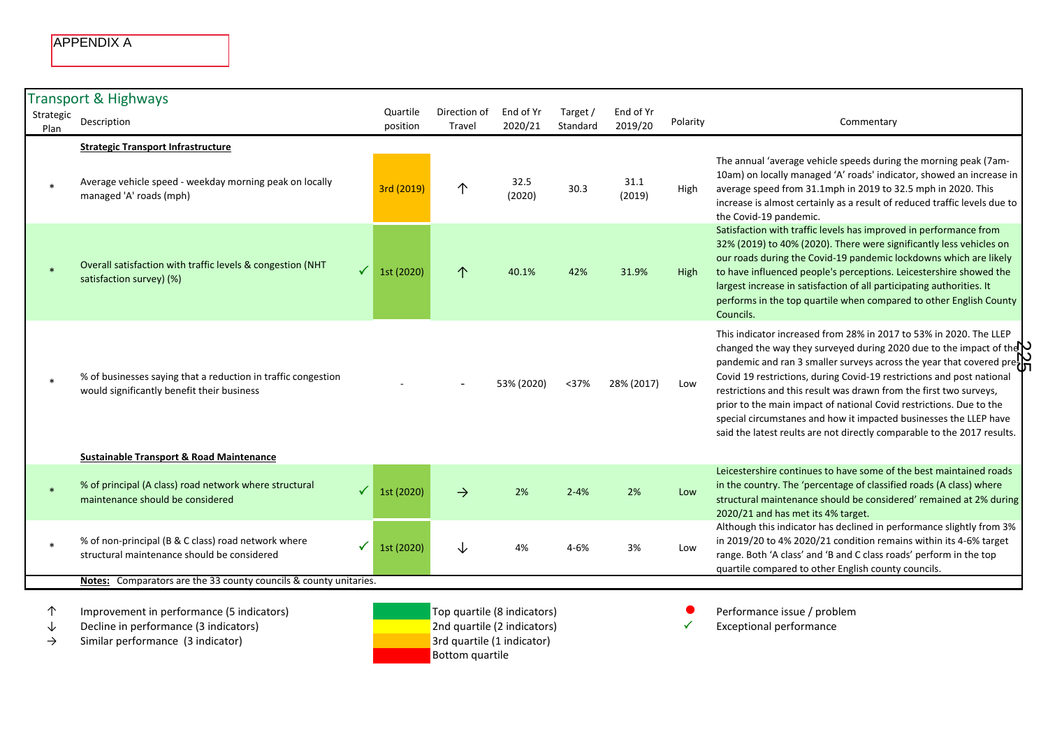APPENDIX A

## Transport & Highways

| Strategic Plan | Description | | Quartile position | Direction of Travel | End of Yr 2020/21 | Target / Standard | End of Yr 2019/20 | Polarity | Commentary |
|---|---|---|---|---|---|---|---|---|---|
| | **Strategic Transport Infrastructure** | | | | | | | | |
| * | Average vehicle speed - weekday morning peak on locally managed 'A' roads (mph) | | 3rd (2019) | ↑ | 32.5 (2020) | 30.3 | 31.1 (2019) | High | The annual 'average vehicle speeds during the morning peak (7am-10am) on locally managed 'A' roads' indicator, showed an increase in average speed from 31.1mph in 2019 to 32.5 mph in 2020. This increase is almost certainly as a result of reduced traffic levels due to the Covid-19 pandemic. |
| * | Overall satisfaction with traffic levels & congestion (NHT satisfaction survey) (%) | ✓ | 1st (2020) | ↑ | 40.1% | 42% | 31.9% | High | Satisfaction with traffic levels has improved in performance from 32% (2019) to 40% (2020). There were significantly less vehicles on our roads during the Covid-19 pandemic lockdowns which are likely to have influenced people's perceptions. Leicestershire showed the largest increase in satisfaction of all participating authorities. It performs in the top quartile when compared to other English County Councils. |
| * | % of businesses saying that a reduction in traffic congestion would significantly benefit their business | | - | - | 53% (2020) | <37% | 28% (2017) | Low | This indicator increased from 28% in 2017 to 53% in 2020. The LLEP changed the way they surveyed during 2020 due to the impact of the pandemic and ran 3 smaller surveys across the year that covered pre-Covid 19 restrictions, during Covid-19 restrictions and post national restrictions and this result was drawn from the first two surveys, prior to the main impact of national Covid restrictions. Due to the special circumstanes and how it impacted businesses the LLEP have said the latest reults are not directly comparable to the 2017 results. |
| | **Sustainable Transport & Road Maintenance** | | | | | | | | |
| * | % of principal (A class) road network where structural maintenance should be considered | ✓ | 1st (2020) | → | 2% | 2-4% | 2% | Low | Leicestershire continues to have some of the best maintained roads in the country. The 'percentage of classified roads (A class) where structural maintenance should be considered' remained at 2% during 2020/21 and has met its 4% target. |
| * | % of non-principal (B & C class) road network where structural maintenance should be considered | ✓ | 1st (2020) | ↓ | 4% | 4-6% | 3% | Low | Although this indicator has declined in performance slightly from 3% in 2019/20 to 4% 2020/21 condition remains within its 4-6% target range. Both 'A class' and 'B and C class roads' perform in the top quartile compared to other English county councils. |

**Notes:** Comparators are the 33 county councils & county unitaries.

↑ Improvement in performance (5 indicators)
↓ Decline in performance (3 indicators)
→ Similar performance (3 indicator)

Top quartile (8 indicators)
2nd quartile (2 indicators)
3rd quartile (1 indicator)
Bottom quartile

● Performance issue / problem
✓ Exceptional performance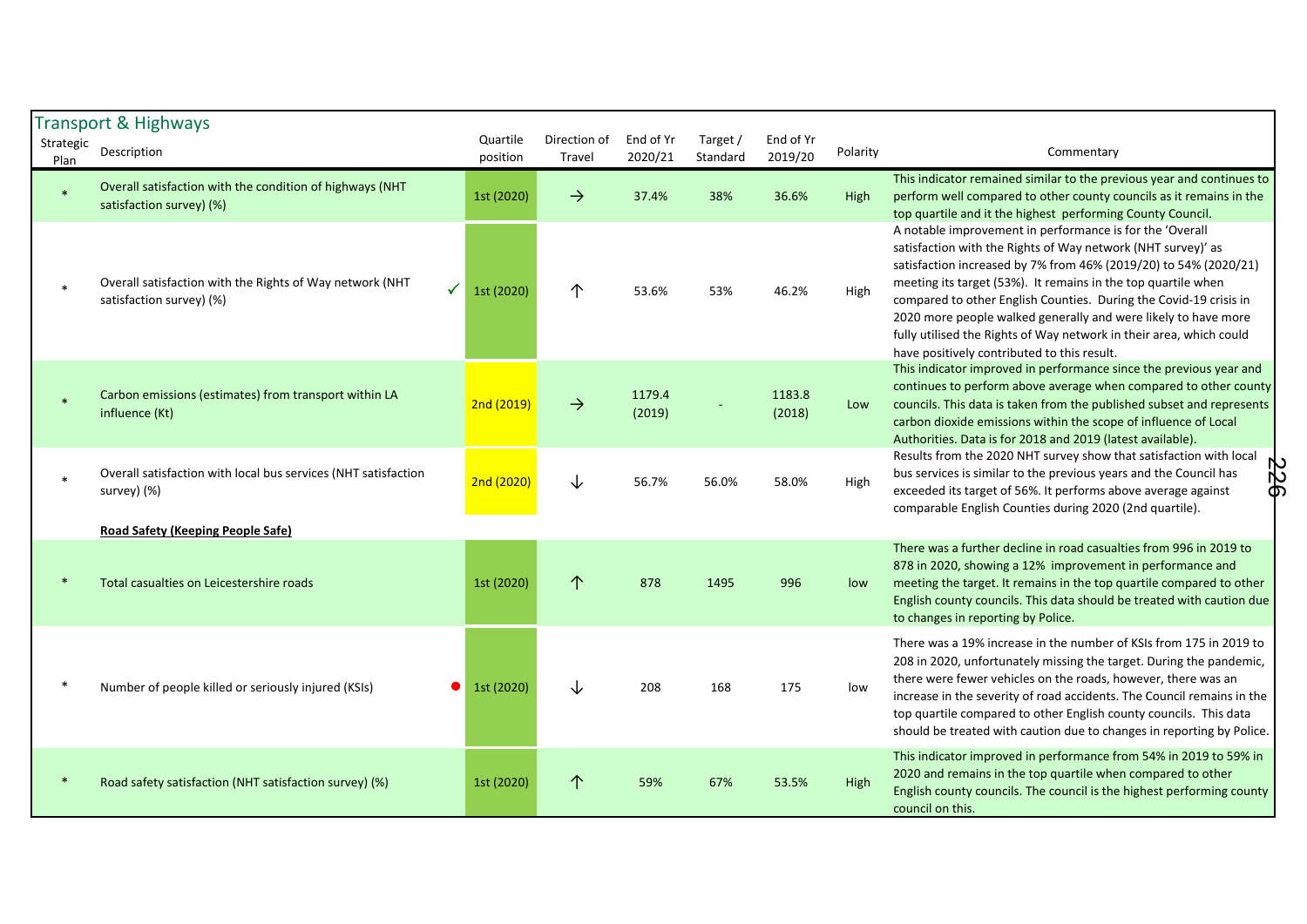## Transport & Highways

| Strategic Plan | Description | | Quartile position | Direction of Travel | End of Yr 2020/21 | Target / Standard | End of Yr 2019/20 | Polarity | Commentary |
|---|---|---|---|---|---|---|---|---|---|
| * | Overall satisfaction with the condition of highways (NHT satisfaction survey) (%) | | 1st (2020) | → | 37.4% | 38% | 36.6% | High | This indicator remained similar to the previous year and continues to perform well compared to other county councils as it remains in the top quartile and it the highest performing County Council. |
| * | Overall satisfaction with the Rights of Way network (NHT satisfaction survey) (%) | ✓ | 1st (2020) | ↑ | 53.6% | 53% | 46.2% | High | A notable improvement in performance is for the 'Overall satisfaction with the Rights of Way network (NHT survey)' as satisfaction increased by 7% from 46% (2019/20) to 54% (2020/21) meeting its target (53%). It remains in the top quartile when compared to other English Counties. During the Covid-19 crisis in 2020 more people walked generally and were likely to have more fully utilised the Rights of Way network in their area, which could have positively contributed to this result. |
| * | Carbon emissions (estimates) from transport within LA influence (Kt) | | 2nd (2019) | → | 1179.4 (2019) | - | 1183.8 (2018) | Low | This indicator improved in performance since the previous year and continues to perform above average when compared to other county councils. This data is taken from the published subset and represents carbon dioxide emissions within the scope of influence of Local Authorities. Data is for 2018 and 2019 (latest available). |
| * | Overall satisfaction with local bus services (NHT satisfaction survey) (%) | | 2nd (2020) | ↓ | 56.7% | 56.0% | 58.0% | High | Results from the 2020 NHT survey show that satisfaction with local bus services is similar to the previous years and the Council has exceeded its target of 56%. It performs above average against comparable English Counties during 2020 (2nd quartile). |
| | **Road Safety (Keeping People Safe)** | | | | | | | | |
| * | Total casualties on Leicestershire roads | | 1st (2020) | ↑ | 878 | 1495 | 996 | low | There was a further decline in road casualties from 996 in 2019 to 878 in 2020, showing a 12% improvement in performance and meeting the target. It remains in the top quartile compared to other English county councils. This data should be treated with caution due to changes in reporting by Police. |
| * | Number of people killed or seriously injured (KSIs) | ● | 1st (2020) | ↓ | 208 | 168 | 175 | low | There was a 19% increase in the number of KSIs from 175 in 2019 to 208 in 2020, unfortunately missing the target. During the pandemic, there were fewer vehicles on the roads, however, there was an increase in the severity of road accidents. The Council remains in the top quartile compared to other English county councils. This data should be treated with caution due to changes in reporting by Police. |
| * | Road safety satisfaction (NHT satisfaction survey) (%) | | 1st (2020) | ↑ | 59% | 67% | 53.5% | High | This indicator improved in performance from 54% in 2019 to 59% in 2020 and remains in the top quartile when compared to other English county councils. The council is the highest performing county council on this. |